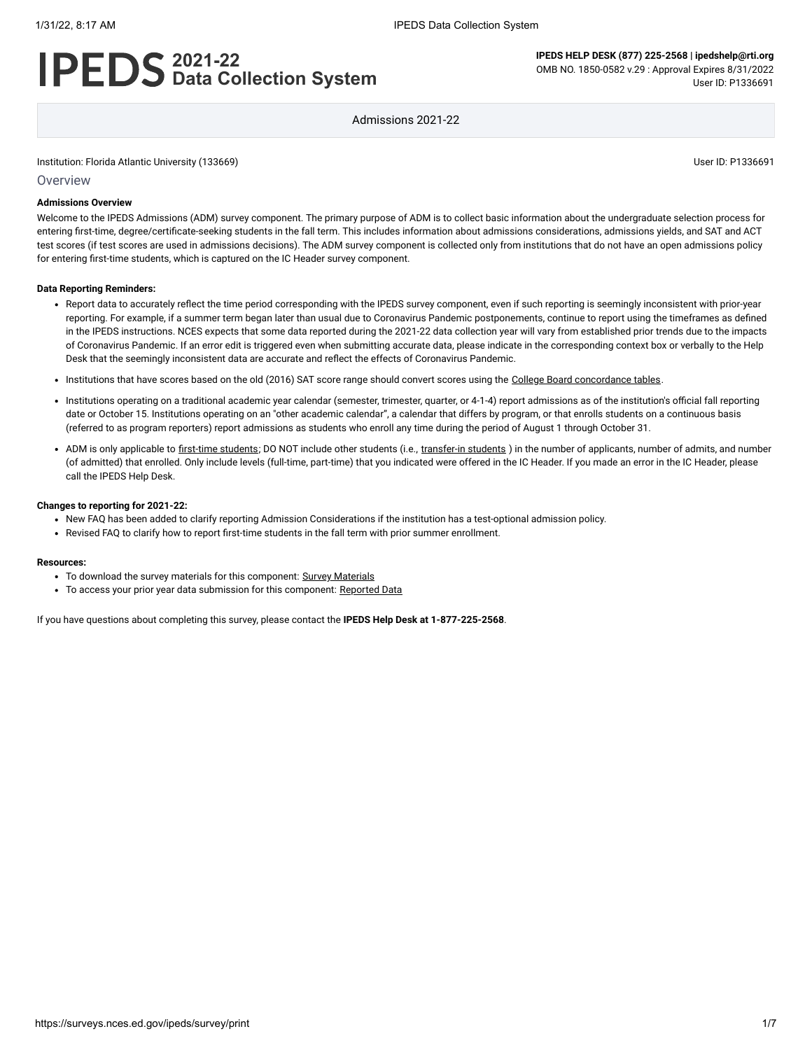# IPEDS 2021-22 Data Collection System

**IPEDS HELP DESK (877) 225-2568 | ipedshelp@rti.org**
OMB NO. 1850-0582 v.29 : Approval Expires 8/31/2022
User ID: P1336691

Admissions 2021-22

Institution: Florida Atlantic University (133669)

User ID: P1336691

## Overview

**Admissions Overview**

Welcome to the IPEDS Admissions (ADM) survey component. The primary purpose of ADM is to collect basic information about the undergraduate selection process for entering first-time, degree/certificate-seeking students in the fall term. This includes information about admissions considerations, admissions yields, and SAT and ACT test scores (if test scores are used in admissions decisions). The ADM survey component is collected only from institutions that do not have an open admissions policy for entering first-time students, which is captured on the IC Header survey component.

**Data Reporting Reminders:**

- Report data to accurately reflect the time period corresponding with the IPEDS survey component, even if such reporting is seemingly inconsistent with prior-year reporting. For example, if a summer term began later than usual due to Coronavirus Pandemic postponements, continue to report using the timeframes as defined in the IPEDS instructions. NCES expects that some data reported during the 2021-22 data collection year will vary from established prior trends due to the impacts of Coronavirus Pandemic. If an error edit is triggered even when submitting accurate data, please indicate in the corresponding context box or verbally to the Help Desk that the seemingly inconsistent data are accurate and reflect the effects of Coronavirus Pandemic.
- Institutions that have scores based on the old (2016) SAT score range should convert scores using the College Board concordance tables.
- Institutions operating on a traditional academic year calendar (semester, trimester, quarter, or 4-1-4) report admissions as of the institution's official fall reporting date or October 15. Institutions operating on an "other academic calendar", a calendar that differs by program, or that enrolls students on a continuous basis (referred to as program reporters) report admissions as students who enroll any time during the period of August 1 through October 31.
- ADM is only applicable to first-time students; DO NOT include other students (i.e., transfer-in students ) in the number of applicants, number of admits, and number (of admitted) that enrolled. Only include levels (full-time, part-time) that you indicated were offered in the IC Header. If you made an error in the IC Header, please call the IPEDS Help Desk.

**Changes to reporting for 2021-22:**

- New FAQ has been added to clarify reporting Admission Considerations if the institution has a test-optional admission policy.
- Revised FAQ to clarify how to report first-time students in the fall term with prior summer enrollment.

**Resources:**

- To download the survey materials for this component: Survey Materials
- To access your prior year data submission for this component: Reported Data

If you have questions about completing this survey, please contact the **IPEDS Help Desk at 1-877-225-2568**.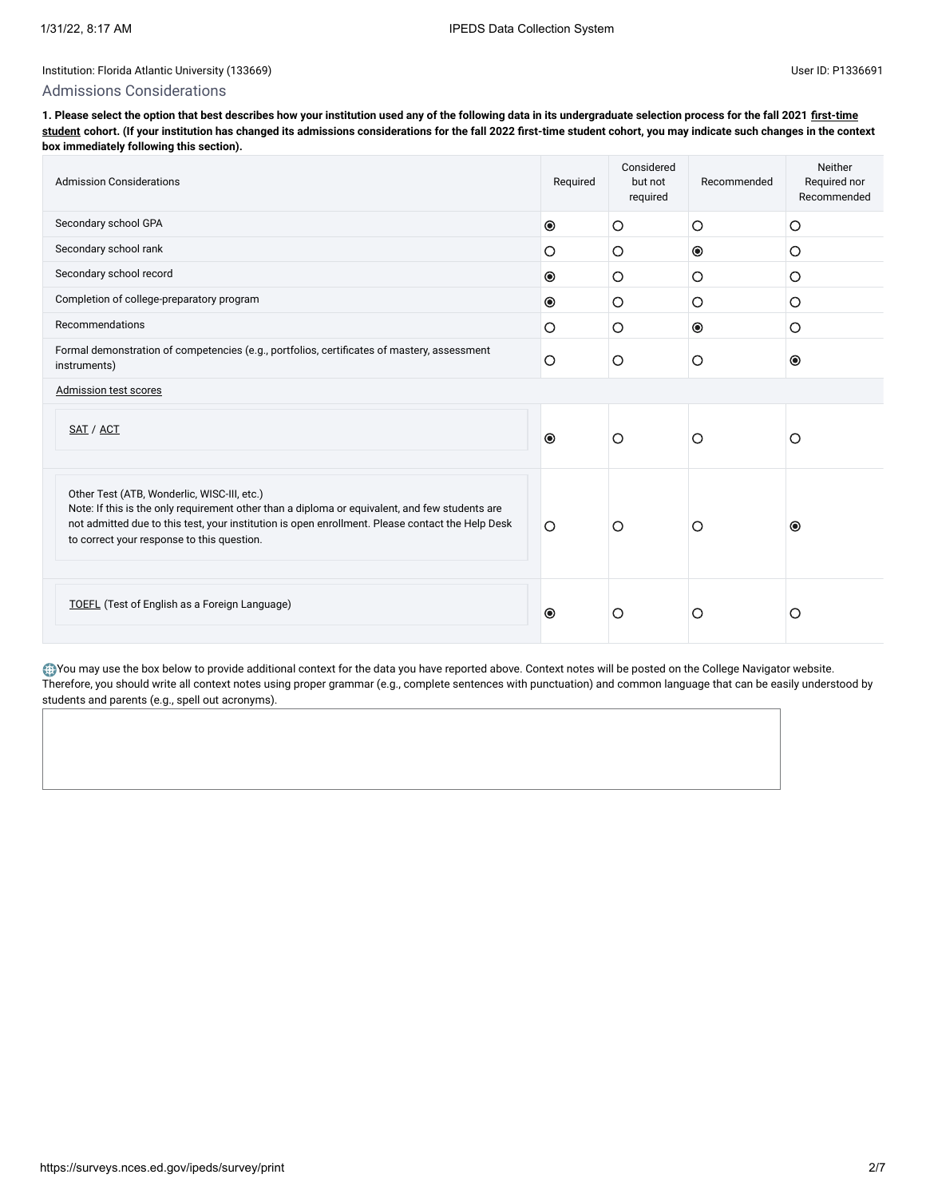Institution: Florida Atlantic University (133669)

User ID: P1336691

## Admissions Considerations

**1. Please select the option that best describes how your institution used any of the following data in its undergraduate selection process for the fall 2021 first-time student cohort. (If your institution has changed its admissions considerations for the fall 2022 first-time student cohort, you may indicate such changes in the context box immediately following this section).**

| Admission Considerations | Required | Considered but not required | Recommended | Neither Required nor Recommended |
|---|---|---|---|---|
| Secondary school GPA | ◉ | ○ | ○ | ○ |
| Secondary school rank | ○ | ○ | ◉ | ○ |
| Secondary school record | ◉ | ○ | ○ | ○ |
| Completion of college-preparatory program | ◉ | ○ | ○ | ○ |
| Recommendations | ○ | ○ | ◉ | ○ |
| Formal demonstration of competencies (e.g., portfolios, certificates of mastery, assessment instruments) | ○ | ○ | ○ | ◉ |
| Admission test scores | | | | |
| SAT / ACT | ◉ | ○ | ○ | ○ |
| Other Test (ATB, Wonderlic, WISC-III, etc.) Note: If this is the only requirement other than a diploma or equivalent, and few students are not admitted due to this test, your institution is open enrollment. Please contact the Help Desk to correct your response to this question. | ○ | ○ | ○ | ◉ |
| TOEFL (Test of English as a Foreign Language) | ◉ | ○ | ○ | ○ |

You may use the box below to provide additional context for the data you have reported above. Context notes will be posted on the College Navigator website. Therefore, you should write all context notes using proper grammar (e.g., complete sentences with punctuation) and common language that can be easily understood by students and parents (e.g., spell out acronyms).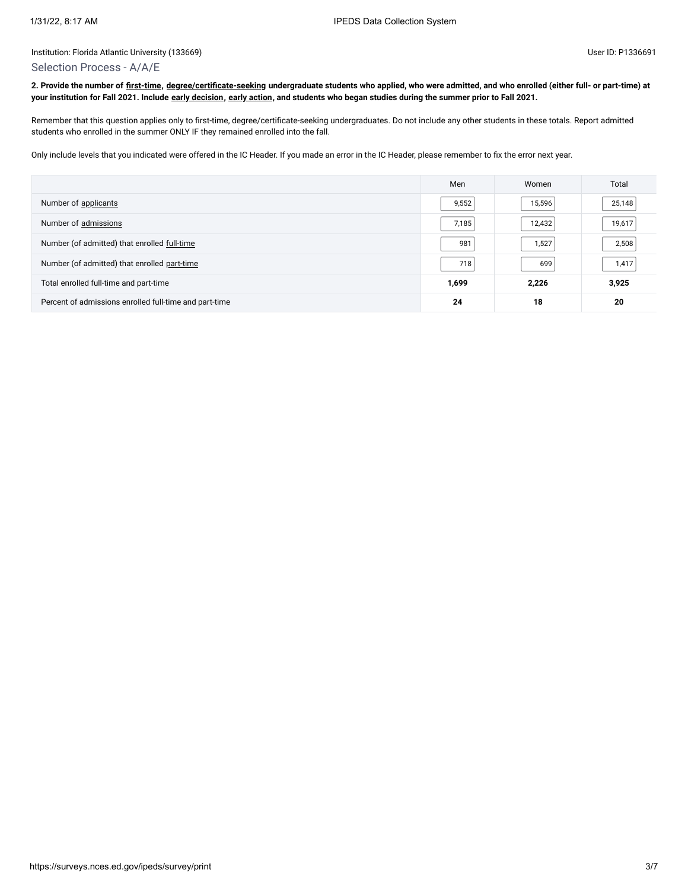Institution: Florida Atlantic University (133669)

User ID: P1336691

## Selection Process - A/A/E

**2. Provide the number of first-time, degree/certificate-seeking undergraduate students who applied, who were admitted, and who enrolled (either full- or part-time) at your institution for Fall 2021. Include early decision, early action, and students who began studies during the summer prior to Fall 2021.**

Remember that this question applies only to first-time, degree/certificate-seeking undergraduates. Do not include any other students in these totals. Report admitted students who enrolled in the summer ONLY IF they remained enrolled into the fall.

Only include levels that you indicated were offered in the IC Header. If you made an error in the IC Header, please remember to fix the error next year.

| | Men | Women | Total |
|---|---|---|---|
| Number of applicants | 9,552 | 15,596 | 25,148 |
| Number of admissions | 7,185 | 12,432 | 19,617 |
| Number of (admitted) that enrolled full-time | 981 | 1,527 | 2,508 |
| Number of (admitted) that enrolled part-time | 718 | 699 | 1,417 |
| Total enrolled full-time and part-time | **1,699** | **2,226** | **3,925** |
| Percent of admissions enrolled full-time and part-time | **24** | **18** | **20** |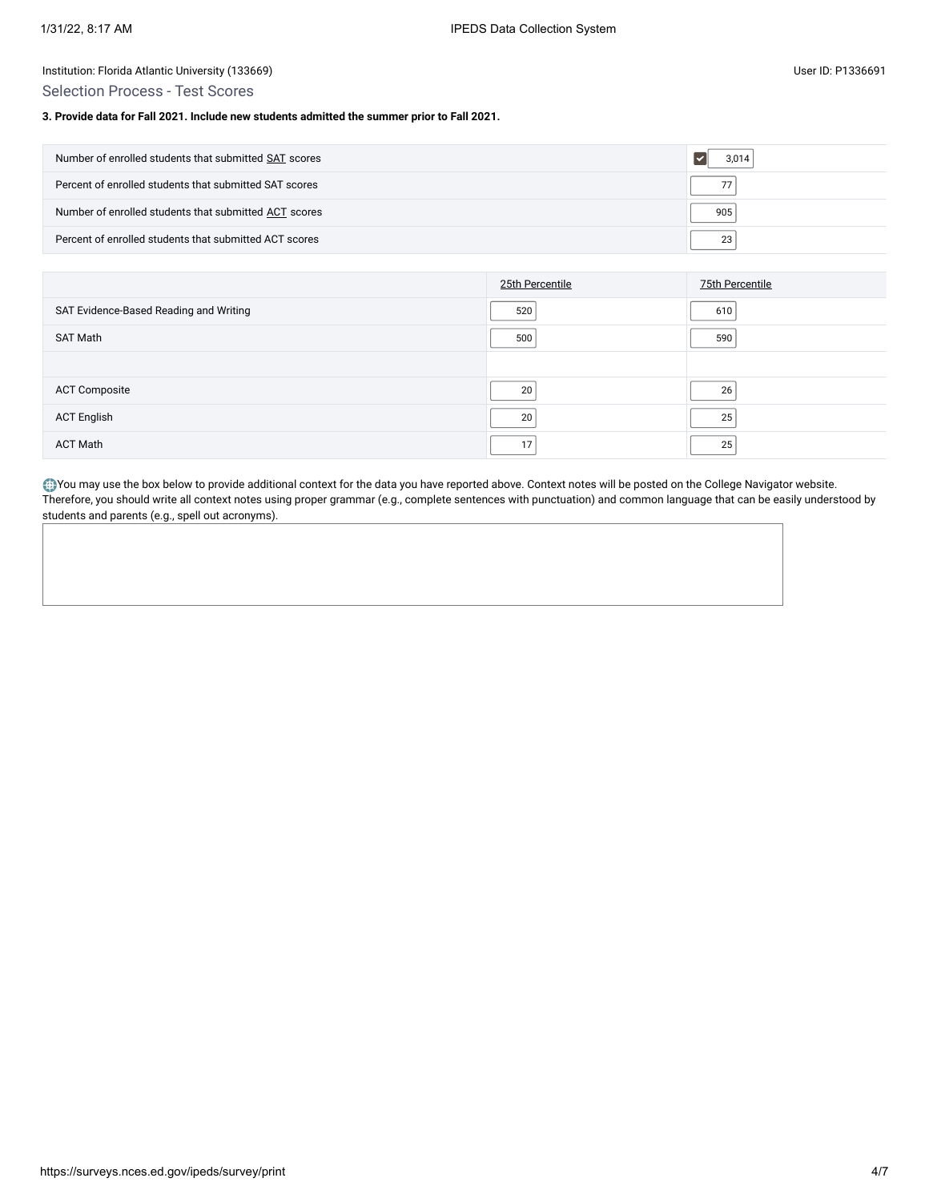Institution: Florida Atlantic University (133669)

User ID: P1336691

## Selection Process - Test Scores

**3. Provide data for Fall 2021. Include new students admitted the summer prior to Fall 2021.**

| | |
|---|---|
| Number of enrolled students that submitted SAT scores | 3,014 |
| Percent of enrolled students that submitted SAT scores | 77 |
| Number of enrolled students that submitted ACT scores | 905 |
| Percent of enrolled students that submitted ACT scores | 23 |

| | 25th Percentile | 75th Percentile |
|---|---|---|
| SAT Evidence-Based Reading and Writing | 520 | 610 |
| SAT Math | 500 | 590 |
| | | |
| ACT Composite | 20 | 26 |
| ACT English | 20 | 25 |
| ACT Math | 17 | 25 |

You may use the box below to provide additional context for the data you have reported above. Context notes will be posted on the College Navigator website. Therefore, you should write all context notes using proper grammar (e.g., complete sentences with punctuation) and common language that can be easily understood by students and parents (e.g., spell out acronyms).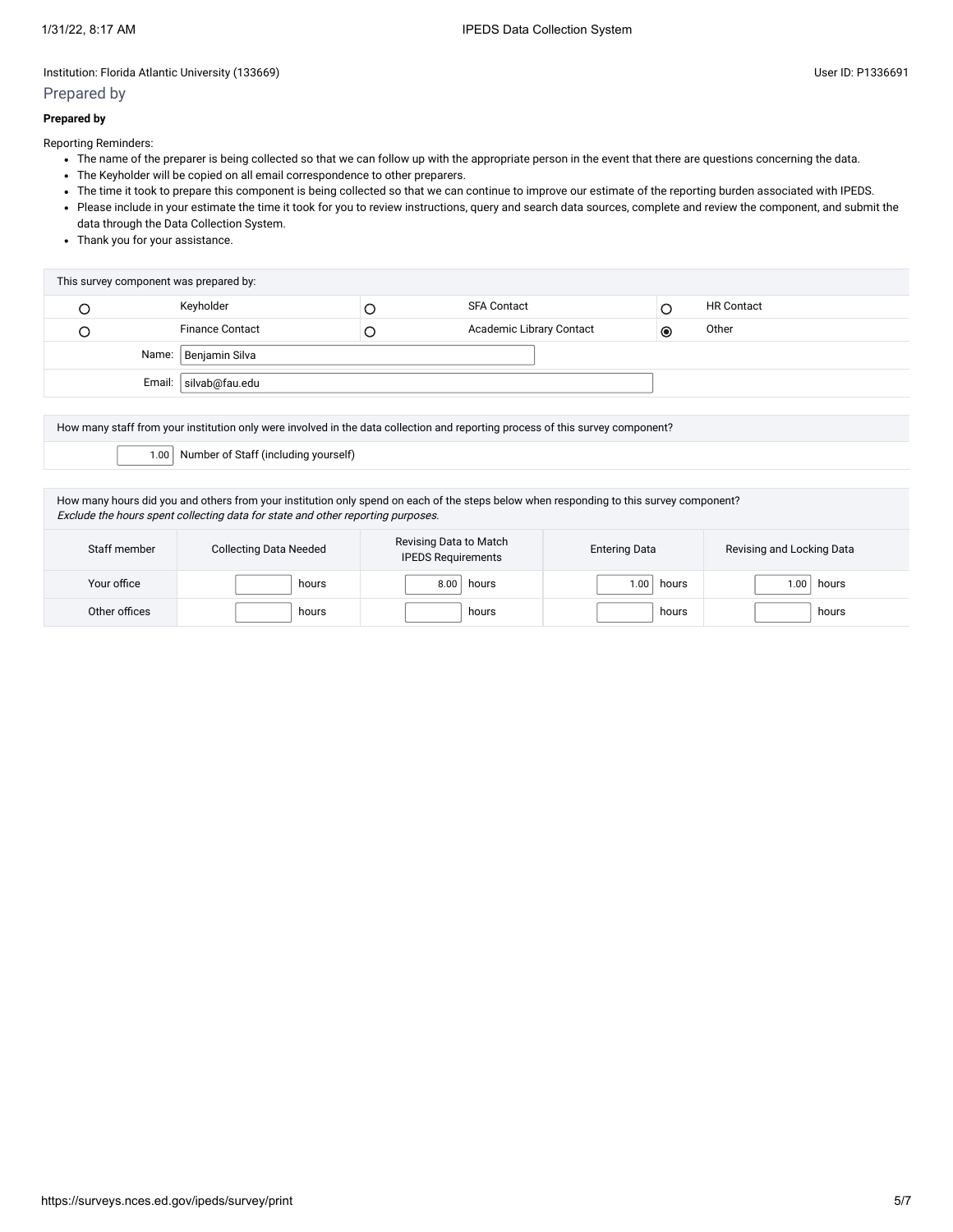Institution: Florida Atlantic University (133669)

User ID: P1336691

## Prepared by

**Prepared by**

Reporting Reminders:

- The name of the preparer is being collected so that we can follow up with the appropriate person in the event that there are questions concerning the data.
- The Keyholder will be copied on all email correspondence to other preparers.
- The time it took to prepare this component is being collected so that we can continue to improve our estimate of the reporting burden associated with IPEDS.
- Please include in your estimate the time it took for you to review instructions, query and search data sources, complete and review the component, and submit the data through the Data Collection System.
- Thank you for your assistance.

| This survey component was prepared by: | | | | | |
|---|---|---|---|---|---|
| ○ | Keyholder | ○ | SFA Contact | ○ | HR Contact |
| ○ | Finance Contact | ○ | Academic Library Contact | ◉ | Other |
| Name: | Benjamin Silva | | | | |
| Email: | silvab@fau.edu | | | | |

| How many staff from your institution only were involved in the data collection and reporting process of this survey component? | |
|---|---|
| 1.00 | Number of Staff (including yourself) |

How many hours did you and others from your institution only spend on each of the steps below when responding to this survey component?
*Exclude the hours spent collecting data for state and other reporting purposes.*

| Staff member | Collecting Data Needed | Revising Data to Match IPEDS Requirements | Entering Data | Revising and Locking Data |
|---|---|---|---|---|
| Your office | hours | 8.00 hours | 1.00 hours | 1.00 hours |
| Other offices | hours | hours | hours | hours |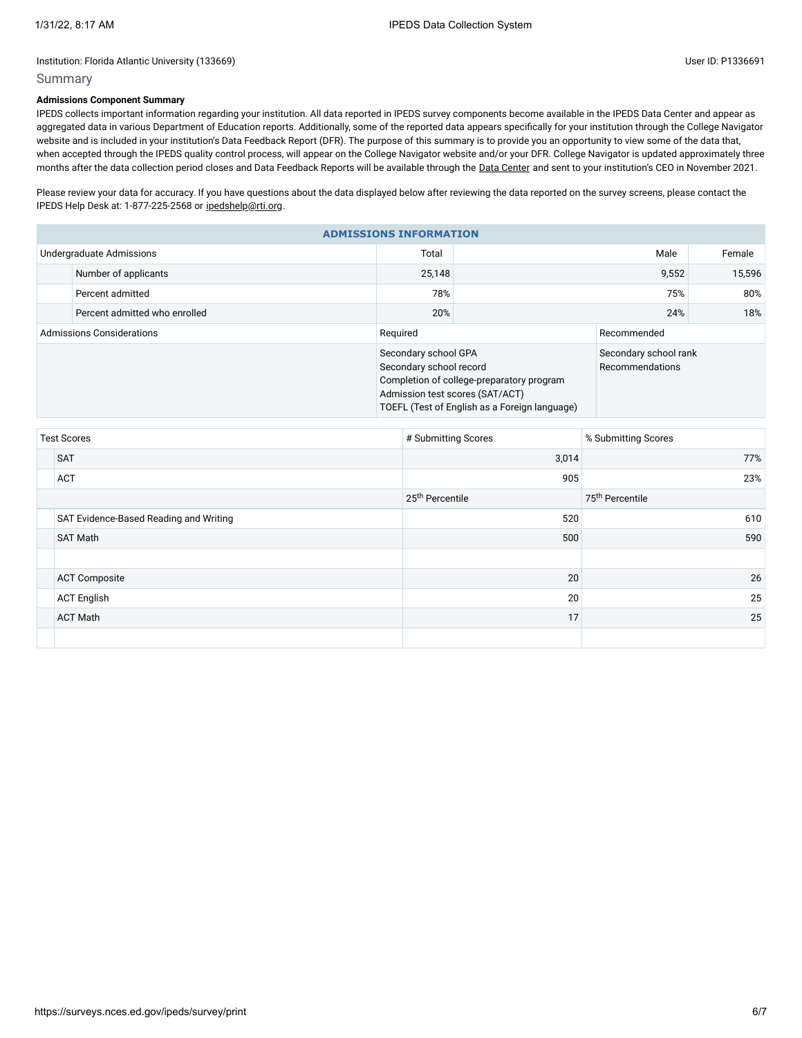Institution: Florida Atlantic University (133669)

User ID: P1336691

## Summary

**Admissions Component Summary**

IPEDS collects important information regarding your institution. All data reported in IPEDS survey components become available in the IPEDS Data Center and appear as aggregated data in various Department of Education reports. Additionally, some of the reported data appears specifically for your institution through the College Navigator website and is included in your institution's Data Feedback Report (DFR). The purpose of this summary is to provide you an opportunity to view some of the data that, when accepted through the IPEDS quality control process, will appear on the College Navigator website and/or your DFR. College Navigator is updated approximately three months after the data collection period closes and Data Feedback Reports will be available through the Data Center and sent to your institution's CEO in November 2021.

Please review your data for accuracy. If you have questions about the data displayed below after reviewing the data reported on the survey screens, please contact the IPEDS Help Desk at: 1-877-225-2568 or ipedshelp@rti.org.

| ADMISSIONS INFORMATION | | | |
|---|---|---|---|
| Undergraduate Admissions | Total | Male | Female |
| Number of applicants | 25,148 | 9,552 | 15,596 |
| Percent admitted | 78% | 75% | 80% |
| Percent admitted who enrolled | 20% | 24% | 18% |

| Admissions Considerations | Required | Recommended |
|---|---|---|
| | Secondary school GPA<br>Secondary school record<br>Completion of college-preparatory program<br>Admission test scores (SAT/ACT)<br>TOEFL (Test of English as a Foreign language) | Secondary school rank<br>Recommendations |

| Test Scores | # Submitting Scores | % Submitting Scores |
|---|---|---|
| SAT | 3,014 | 77% |
| ACT | 905 | 23% |
| | 25th Percentile | 75th Percentile |
| SAT Evidence-Based Reading and Writing | 520 | 610 |
| SAT Math | 500 | 590 |
| | | |
| ACT Composite | 20 | 26 |
| ACT English | 20 | 25 |
| ACT Math | 17 | 25 |
| | | |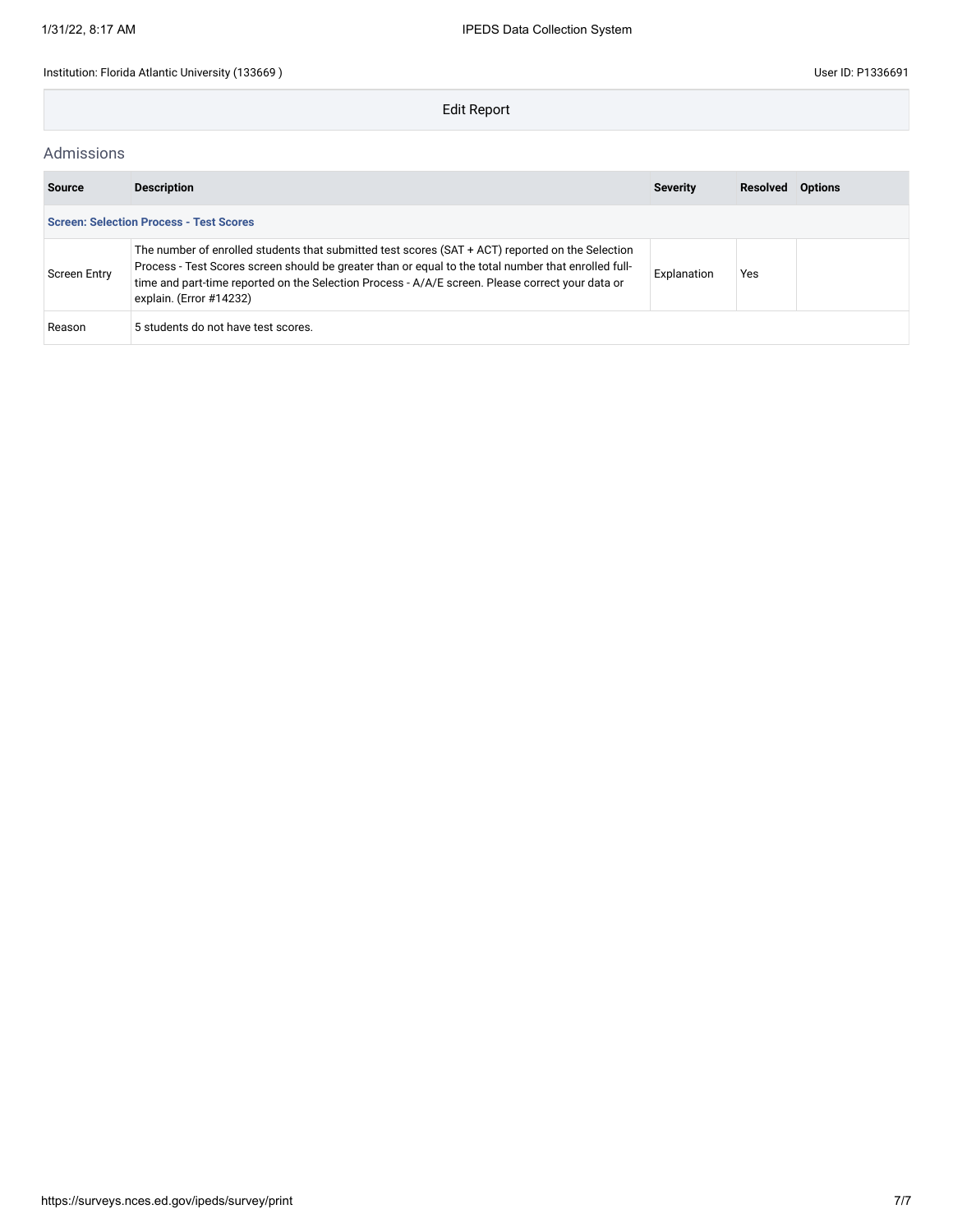Institution: Florida Atlantic University (133669 )

User ID: P1336691

## Edit Report

### Admissions

| Source | Description | Severity | Resolved | Options |
| --- | --- | --- | --- | --- |
| **Screen: Selection Process - Test Scores** | | | | |
| Screen Entry | The number of enrolled students that submitted test scores (SAT + ACT) reported on the Selection Process - Test Scores screen should be greater than or equal to the total number that enrolled full-time and part-time reported on the Selection Process - A/A/E screen. Please correct your data or explain. (Error #14232) | Explanation | Yes | |
| Reason | 5 students do not have test scores. | | | |